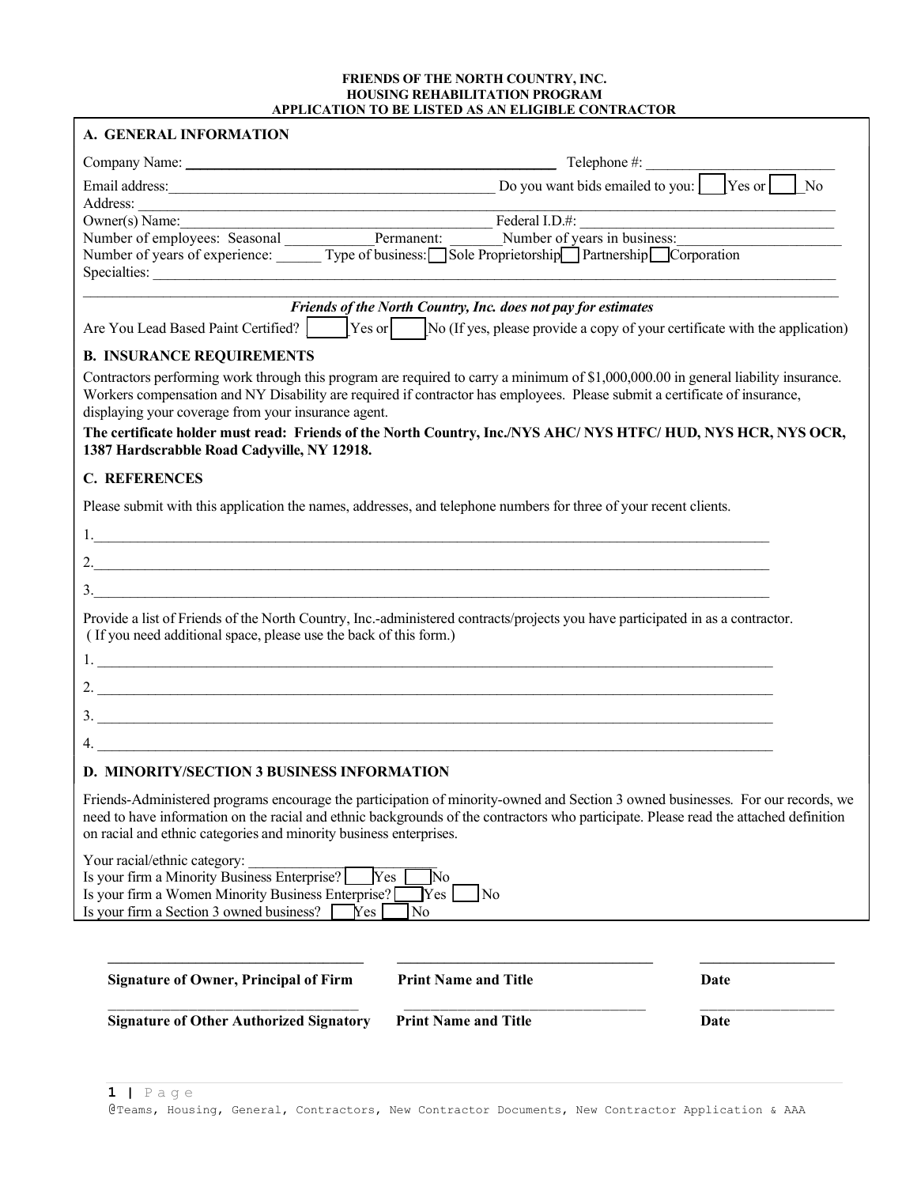**FRIENDS OF THE NORTH COUNTRY, INC.**
**HOUSING REHABILITATION PROGRAM**
**APPLICATION TO BE LISTED AS AN ELIGIBLE CONTRACTOR**

## A. GENERAL INFORMATION

Company Name: ______________________________ Telephone #: ______________________

Email address: ______________________________ Do you want bids emailed to you: ☐ Yes or ☐ No

Address: ______________________________________________________________

Owner(s) Name: ______________________________ Federal I.D.#: ______________________

Number of employees: Seasonal ____________ Permanent: ________ Number of years in business: ______________

Number of years of experience: ______ Type of business: ☐ Sole Proprietorship ☐ Partnership ☐ Corporation

Specialties: ______________________________________________________________

______________________________________________________________

***Friends of the North Country, Inc. does not pay for estimates***

Are You Lead Based Paint Certified? ☐ Yes or ☐ No (If yes, please provide a copy of your certificate with the application)

## B. INSURANCE REQUIREMENTS

Contractors performing work through this program are required to carry a minimum of $1,000,000.00 in general liability insurance. Workers compensation and NY Disability are required if contractor has employees. Please submit a certificate of insurance, displaying your coverage from your insurance agent.

**The certificate holder must read: Friends of the North Country, Inc./NYS AHC/ NYS HTFC/ HUD, NYS HCR, NYS OCR, 1387 Hardscrabble Road Cadyville, NY 12918.**

## C. REFERENCES

Please submit with this application the names, addresses, and telephone numbers for three of your recent clients.

1. ______________________________________________________________

2. ______________________________________________________________

3. ______________________________________________________________

Provide a list of Friends of the North Country, Inc.-administered contracts/projects you have participated in as a contractor. (If you need additional space, please use the back of this form.)

1. ______________________________________________________________

2. ______________________________________________________________

3. ______________________________________________________________

4. ______________________________________________________________

## D. MINORITY/SECTION 3 BUSINESS INFORMATION

Friends-Administered programs encourage the participation of minority-owned and Section 3 owned businesses. For our records, we need to have information on the racial and ethnic backgrounds of the contractors who participate. Please read the attached definition on racial and ethnic categories and minority business enterprises.

Your racial/ethnic category: ______________________

Is your firm a Minority Business Enterprise? ☐ Yes ☐ No

Is your firm a Women Minority Business Enterprise? ☐ Yes ☐ No

Is your firm a Section 3 owned business? ☐ Yes ☐ No

______________________________ ______________________________ ________________

**Signature of Owner, Principal of Firm** **Print Name and Title** **Date**

______________________________ ______________________________ ________________

**Signature of Other Authorized Signatory** **Print Name and Title** **Date**

@Teams, Housing, General, Contractors, New Contractor Documents, New Contractor Application & AAA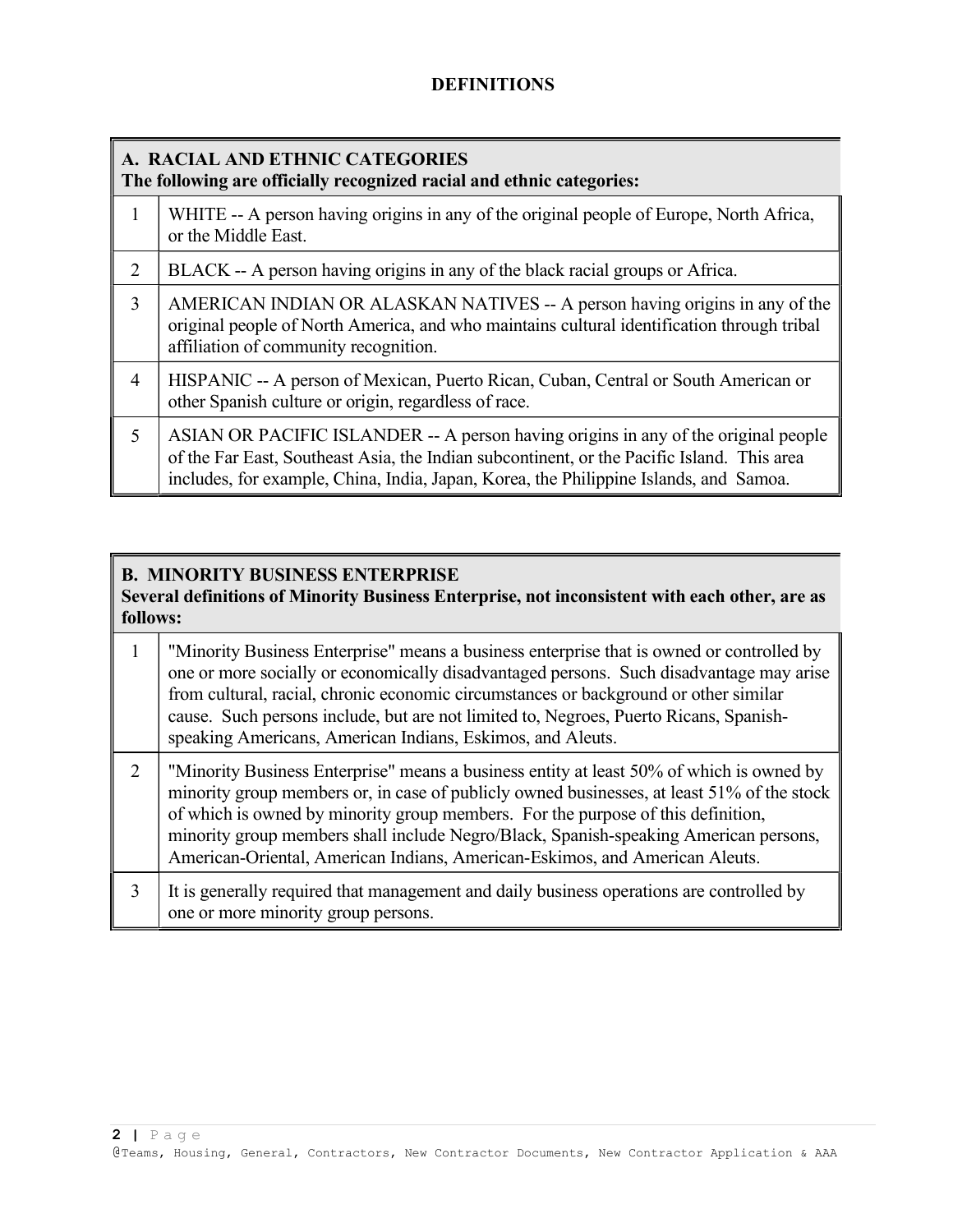# DEFINITIONS

| A. RACIAL AND ETHNIC CATEGORIES<br>The following are officially recognized racial and ethnic categories: | |
|---|---|
| 1 | WHITE -- A person having origins in any of the original people of Europe, North Africa, or the Middle East. |
| 2 | BLACK -- A person having origins in any of the black racial groups or Africa. |
| 3 | AMERICAN INDIAN OR ALASKAN NATIVES -- A person having origins in any of the original people of North America, and who maintains cultural identification through tribal affiliation of community recognition. |
| 4 | HISPANIC -- A person of Mexican, Puerto Rican, Cuban, Central or South American or other Spanish culture or origin, regardless of race. |
| 5 | ASIAN OR PACIFIC ISLANDER -- A person having origins in any of the original people of the Far East, Southeast Asia, the Indian subcontinent, or the Pacific Island. This area includes, for example, China, India, Japan, Korea, the Philippine Islands, and Samoa. |

| B. MINORITY BUSINESS ENTERPRISE<br>Several definitions of Minority Business Enterprise, not inconsistent with each other, are as follows: | |
|---|---|
| 1 | "Minority Business Enterprise" means a business enterprise that is owned or controlled by one or more socially or economically disadvantaged persons. Such disadvantage may arise from cultural, racial, chronic economic circumstances or background or other similar cause. Such persons include, but are not limited to, Negroes, Puerto Ricans, Spanish-speaking Americans, American Indians, Eskimos, and Aleuts. |
| 2 | "Minority Business Enterprise" means a business entity at least 50% of which is owned by minority group members or, in case of publicly owned businesses, at least 51% of the stock of which is owned by minority group members. For the purpose of this definition, minority group members shall include Negro/Black, Spanish-speaking American persons, American-Oriental, American Indians, American-Eskimos, and American Aleuts. |
| 3 | It is generally required that management and daily business operations are controlled by one or more minority group persons. |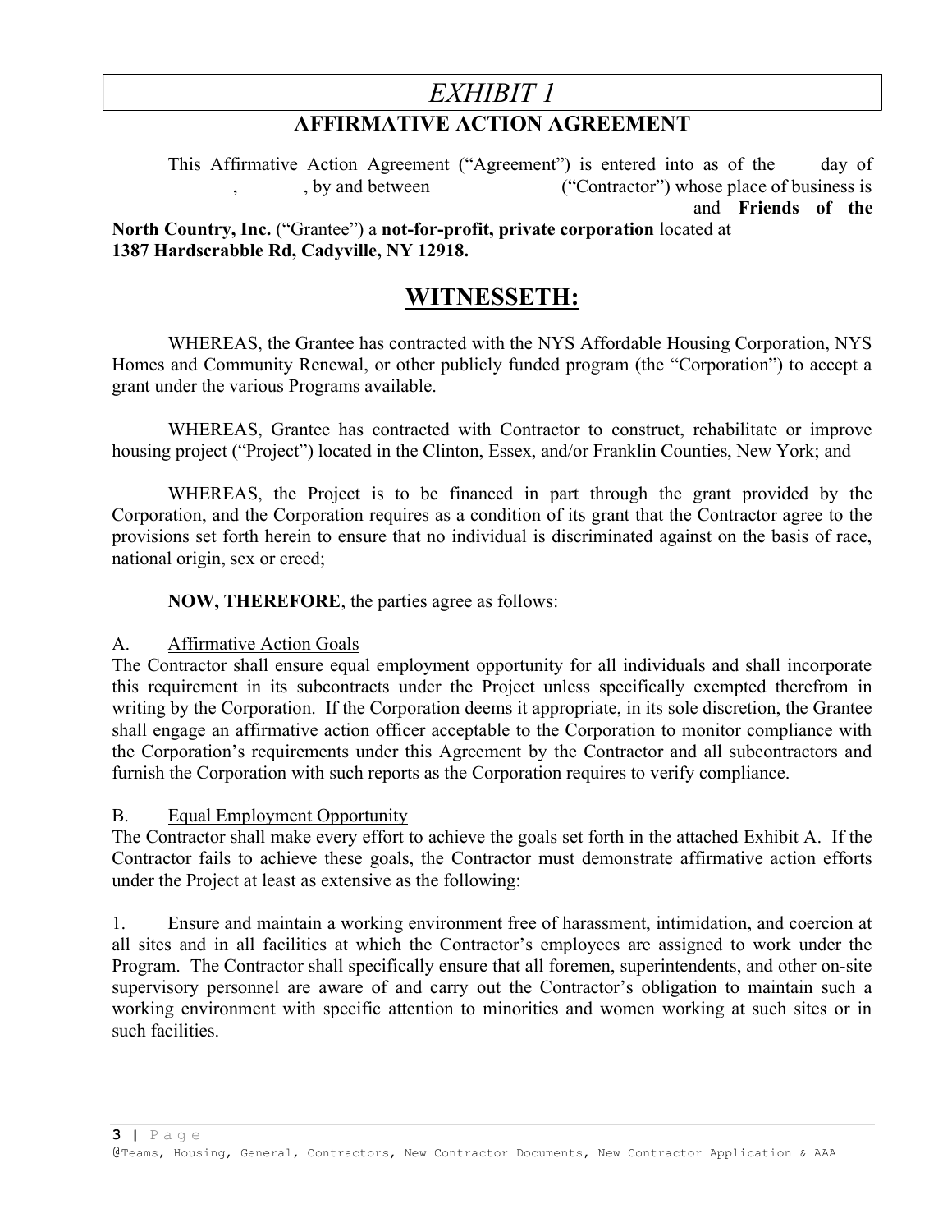# *EXHIBIT 1*

## AFFIRMATIVE ACTION AGREEMENT

This Affirmative Action Agreement ("Agreement") is entered into as of the day of , , by and between ("Contractor") whose place of business is and **Friends of the North Country, Inc.** ("Grantee") a **not-for-profit, private corporation** located at **1387 Hardscrabble Rd, Cadyville, NY 12918.**

## WITNESSETH:

WHEREAS, the Grantee has contracted with the NYS Affordable Housing Corporation, NYS Homes and Community Renewal, or other publicly funded program (the "Corporation") to accept a grant under the various Programs available.

WHEREAS, Grantee has contracted with Contractor to construct, rehabilitate or improve housing project ("Project") located in the Clinton, Essex, and/or Franklin Counties, New York; and

WHEREAS, the Project is to be financed in part through the grant provided by the Corporation, and the Corporation requires as a condition of its grant that the Contractor agree to the provisions set forth herein to ensure that no individual is discriminated against on the basis of race, national origin, sex or creed;

**NOW, THEREFORE**, the parties agree as follows:

A. Affirmative Action Goals

The Contractor shall ensure equal employment opportunity for all individuals and shall incorporate this requirement in its subcontracts under the Project unless specifically exempted therefrom in writing by the Corporation. If the Corporation deems it appropriate, in its sole discretion, the Grantee shall engage an affirmative action officer acceptable to the Corporation to monitor compliance with the Corporation's requirements under this Agreement by the Contractor and all subcontractors and furnish the Corporation with such reports as the Corporation requires to verify compliance.

B. Equal Employment Opportunity

The Contractor shall make every effort to achieve the goals set forth in the attached Exhibit A. If the Contractor fails to achieve these goals, the Contractor must demonstrate affirmative action efforts under the Project at least as extensive as the following:

1. Ensure and maintain a working environment free of harassment, intimidation, and coercion at all sites and in all facilities at which the Contractor's employees are assigned to work under the Program. The Contractor shall specifically ensure that all foremen, superintendents, and other on-site supervisory personnel are aware of and carry out the Contractor's obligation to maintain such a working environment with specific attention to minorities and women working at such sites or in such facilities.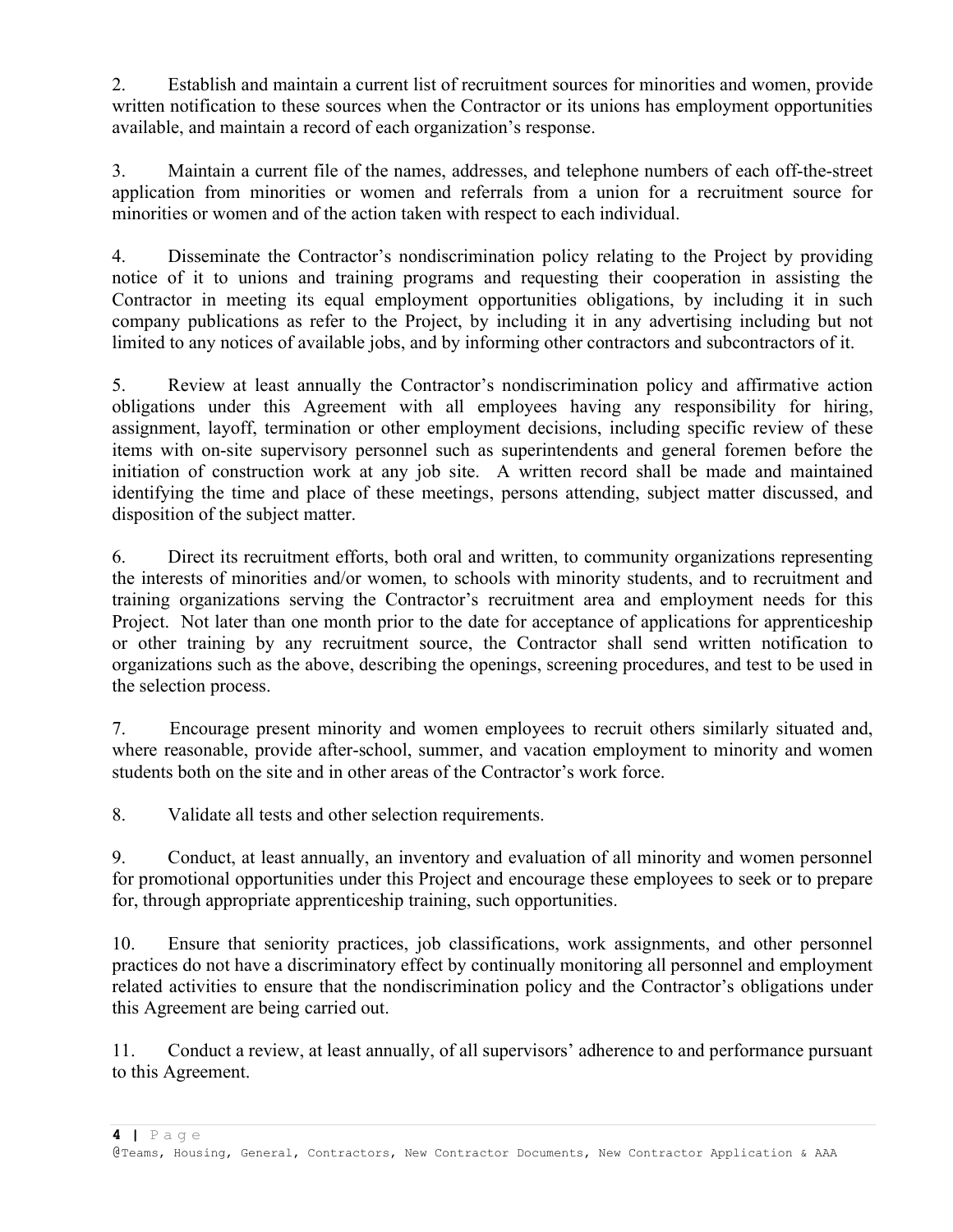2. Establish and maintain a current list of recruitment sources for minorities and women, provide written notification to these sources when the Contractor or its unions has employment opportunities available, and maintain a record of each organization's response.

3. Maintain a current file of the names, addresses, and telephone numbers of each off-the-street application from minorities or women and referrals from a union for a recruitment source for minorities or women and of the action taken with respect to each individual.

4. Disseminate the Contractor's nondiscrimination policy relating to the Project by providing notice of it to unions and training programs and requesting their cooperation in assisting the Contractor in meeting its equal employment opportunities obligations, by including it in such company publications as refer to the Project, by including it in any advertising including but not limited to any notices of available jobs, and by informing other contractors and subcontractors of it.

5. Review at least annually the Contractor's nondiscrimination policy and affirmative action obligations under this Agreement with all employees having any responsibility for hiring, assignment, layoff, termination or other employment decisions, including specific review of these items with on-site supervisory personnel such as superintendents and general foremen before the initiation of construction work at any job site. A written record shall be made and maintained identifying the time and place of these meetings, persons attending, subject matter discussed, and disposition of the subject matter.

6. Direct its recruitment efforts, both oral and written, to community organizations representing the interests of minorities and/or women, to schools with minority students, and to recruitment and training organizations serving the Contractor's recruitment area and employment needs for this Project. Not later than one month prior to the date for acceptance of applications for apprenticeship or other training by any recruitment source, the Contractor shall send written notification to organizations such as the above, describing the openings, screening procedures, and test to be used in the selection process.

7. Encourage present minority and women employees to recruit others similarly situated and, where reasonable, provide after-school, summer, and vacation employment to minority and women students both on the site and in other areas of the Contractor's work force.

8. Validate all tests and other selection requirements.

9. Conduct, at least annually, an inventory and evaluation of all minority and women personnel for promotional opportunities under this Project and encourage these employees to seek or to prepare for, through appropriate apprenticeship training, such opportunities.

10. Ensure that seniority practices, job classifications, work assignments, and other personnel practices do not have a discriminatory effect by continually monitoring all personnel and employment related activities to ensure that the nondiscrimination policy and the Contractor's obligations under this Agreement are being carried out.

11. Conduct a review, at least annually, of all supervisors' adherence to and performance pursuant to this Agreement.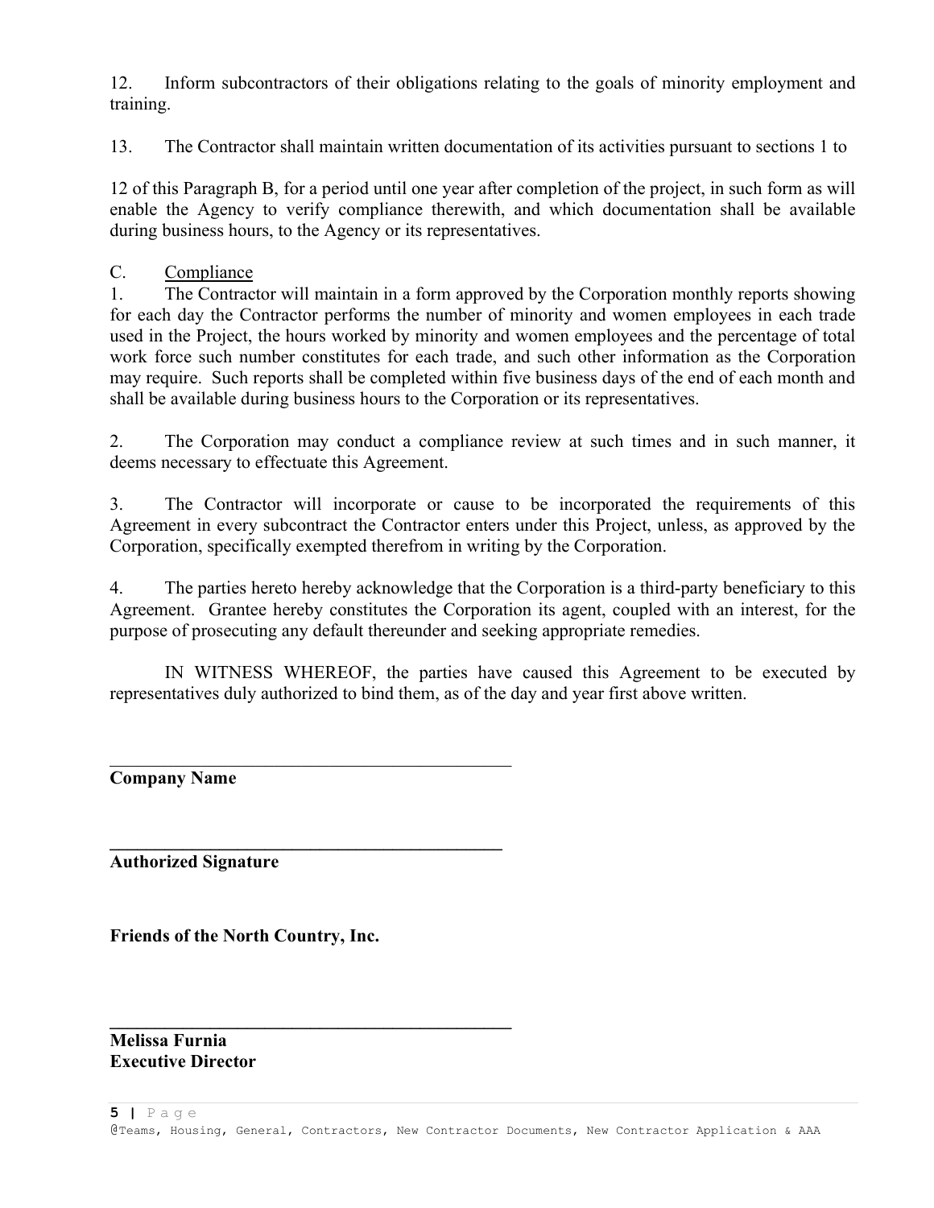12. Inform subcontractors of their obligations relating to the goals of minority employment and training.

13. The Contractor shall maintain written documentation of its activities pursuant to sections 1 to

12 of this Paragraph B, for a period until one year after completion of the project, in such form as will enable the Agency to verify compliance therewith, and which documentation shall be available during business hours, to the Agency or its representatives.

C. Compliance

1. The Contractor will maintain in a form approved by the Corporation monthly reports showing for each day the Contractor performs the number of minority and women employees in each trade used in the Project, the hours worked by minority and women employees and the percentage of total work force such number constitutes for each trade, and such other information as the Corporation may require. Such reports shall be completed within five business days of the end of each month and shall be available during business hours to the Corporation or its representatives.

2. The Corporation may conduct a compliance review at such times and in such manner, it deems necessary to effectuate this Agreement.

3. The Contractor will incorporate or cause to be incorporated the requirements of this Agreement in every subcontract the Contractor enters under this Project, unless, as approved by the Corporation, specifically exempted therefrom in writing by the Corporation.

4. The parties hereto hereby acknowledge that the Corporation is a third-party beneficiary to this Agreement. Grantee hereby constitutes the Corporation its agent, coupled with an interest, for the purpose of prosecuting any default thereunder and seeking appropriate remedies.

IN WITNESS WHEREOF, the parties have caused this Agreement to be executed by representatives duly authorized to bind them, as of the day and year first above written.

______________________________________________

**Company Name**

______________________________________________

**Authorized Signature**

**Friends of the North Country, Inc.**

______________________________________________

**Melissa Furnia**
**Executive Director**

@Teams, Housing, General, Contractors, New Contractor Documents, New Contractor Application & AAA